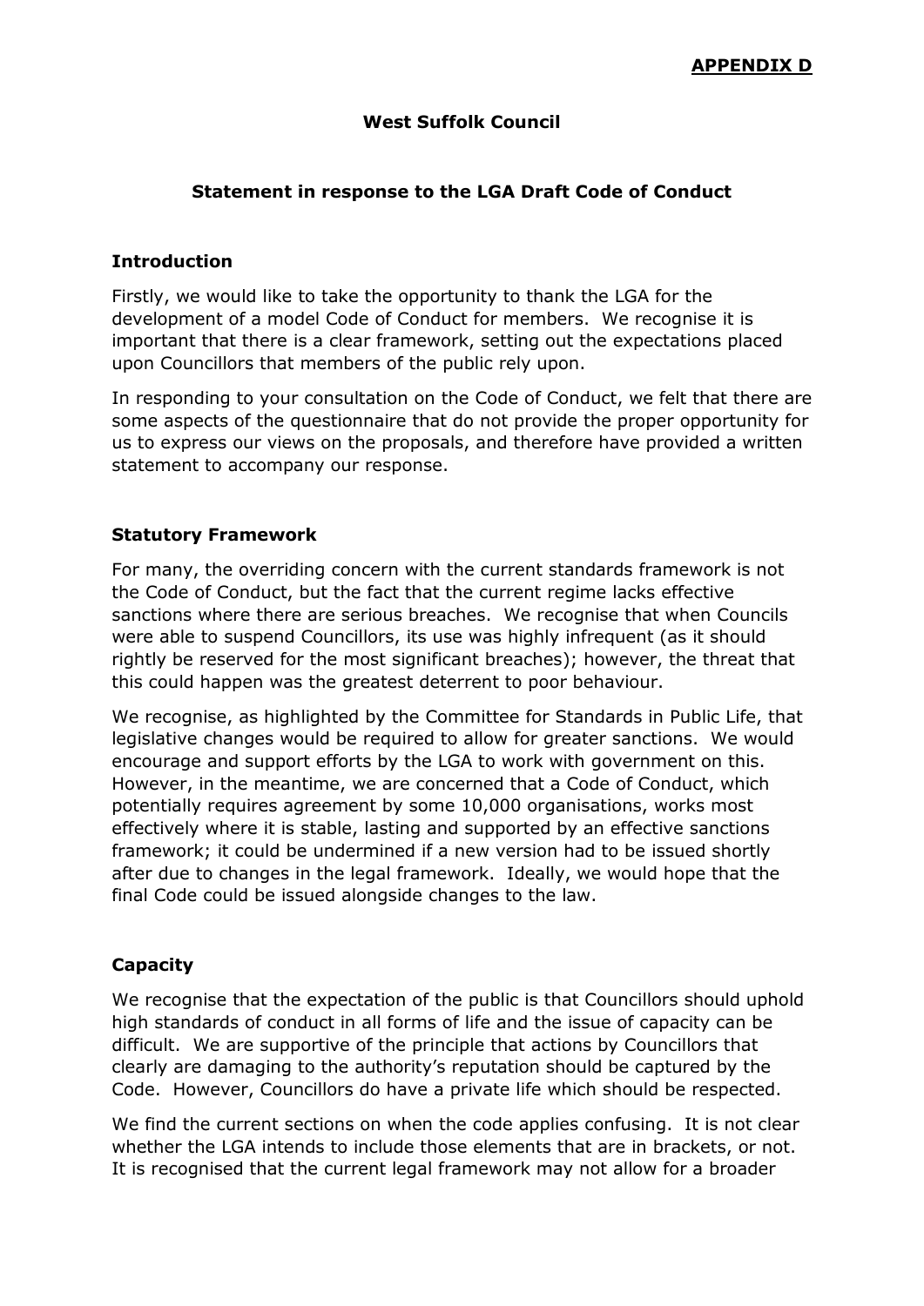**APPENDIX D**

**West Suffolk Council**

**Statement in response to the LGA Draft Code of Conduct**

## Introduction

Firstly, we would like to take the opportunity to thank the LGA for the development of a model Code of Conduct for members. We recognise it is important that there is a clear framework, setting out the expectations placed upon Councillors that members of the public rely upon.

In responding to your consultation on the Code of Conduct, we felt that there are some aspects of the questionnaire that do not provide the proper opportunity for us to express our views on the proposals, and therefore have provided a written statement to accompany our response.

## Statutory Framework

For many, the overriding concern with the current standards framework is not the Code of Conduct, but the fact that the current regime lacks effective sanctions where there are serious breaches. We recognise that when Councils were able to suspend Councillors, its use was highly infrequent (as it should rightly be reserved for the most significant breaches); however, the threat that this could happen was the greatest deterrent to poor behaviour.

We recognise, as highlighted by the Committee for Standards in Public Life, that legislative changes would be required to allow for greater sanctions. We would encourage and support efforts by the LGA to work with government on this. However, in the meantime, we are concerned that a Code of Conduct, which potentially requires agreement by some 10,000 organisations, works most effectively where it is stable, lasting and supported by an effective sanctions framework; it could be undermined if a new version had to be issued shortly after due to changes in the legal framework. Ideally, we would hope that the final Code could be issued alongside changes to the law.

## Capacity

We recognise that the expectation of the public is that Councillors should uphold high standards of conduct in all forms of life and the issue of capacity can be difficult. We are supportive of the principle that actions by Councillors that clearly are damaging to the authority's reputation should be captured by the Code. However, Councillors do have a private life which should be respected.

We find the current sections on when the code applies confusing. It is not clear whether the LGA intends to include those elements that are in brackets, or not. It is recognised that the current legal framework may not allow for a broader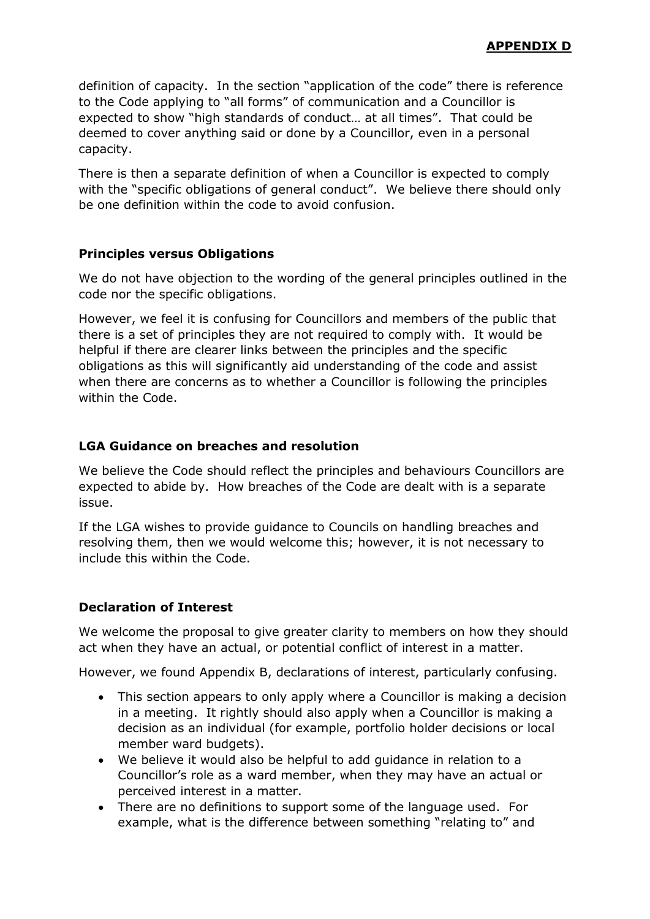definition of capacity. In the section "application of the code" there is reference to the Code applying to "all forms" of communication and a Councillor is expected to show "high standards of conduct… at all times". That could be deemed to cover anything said or done by a Councillor, even in a personal capacity.

There is then a separate definition of when a Councillor is expected to comply with the "specific obligations of general conduct". We believe there should only be one definition within the code to avoid confusion.

**Principles versus Obligations**

We do not have objection to the wording of the general principles outlined in the code nor the specific obligations.

However, we feel it is confusing for Councillors and members of the public that there is a set of principles they are not required to comply with. It would be helpful if there are clearer links between the principles and the specific obligations as this will significantly aid understanding of the code and assist when there are concerns as to whether a Councillor is following the principles within the Code.

**LGA Guidance on breaches and resolution**

We believe the Code should reflect the principles and behaviours Councillors are expected to abide by. How breaches of the Code are dealt with is a separate issue.

If the LGA wishes to provide guidance to Councils on handling breaches and resolving them, then we would welcome this; however, it is not necessary to include this within the Code.

**Declaration of Interest**

We welcome the proposal to give greater clarity to members on how they should act when they have an actual, or potential conflict of interest in a matter.

However, we found Appendix B, declarations of interest, particularly confusing.

- This section appears to only apply where a Councillor is making a decision in a meeting. It rightly should also apply when a Councillor is making a decision as an individual (for example, portfolio holder decisions or local member ward budgets).
- We believe it would also be helpful to add guidance in relation to a Councillor's role as a ward member, when they may have an actual or perceived interest in a matter.
- There are no definitions to support some of the language used. For example, what is the difference between something "relating to" and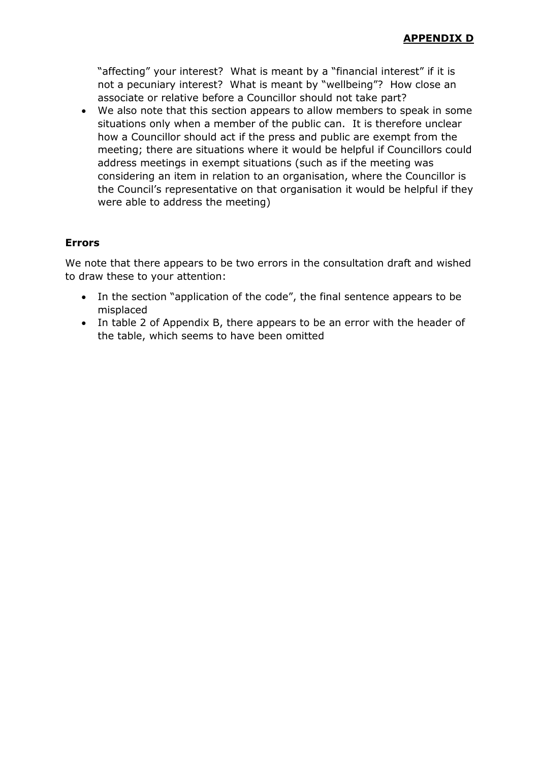**APPENDIX D**

"affecting" your interest? What is meant by a "financial interest" if it is not a pecuniary interest? What is meant by "wellbeing"? How close an associate or relative before a Councillor should not take part?

- We also note that this section appears to allow members to speak in some situations only when a member of the public can. It is therefore unclear how a Councillor should act if the press and public are exempt from the meeting; there are situations where it would be helpful if Councillors could address meetings in exempt situations (such as if the meeting was considering an item in relation to an organisation, where the Councillor is the Council's representative on that organisation it would be helpful if they were able to address the meeting)

**Errors**

We note that there appears to be two errors in the consultation draft and wished to draw these to your attention:

- In the section "application of the code", the final sentence appears to be misplaced
- In table 2 of Appendix B, there appears to be an error with the header of the table, which seems to have been omitted